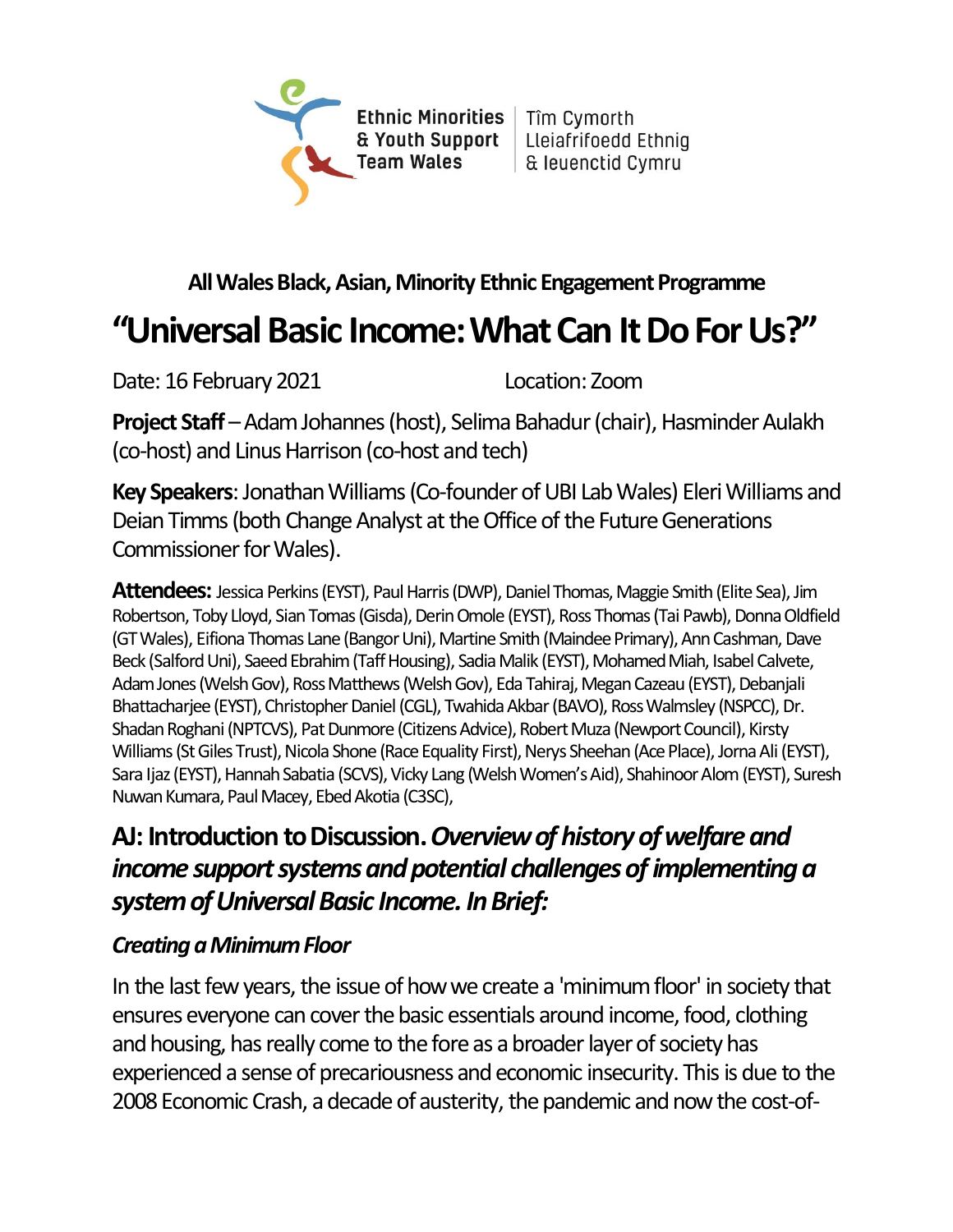Ethnic Minorities & Youth Support Team Wales | Tîm Cymorth Lleiafrifoedd Ethnig & Ieuenctid Cymru

**All Wales Black, Asian, Minority Ethnic Engagement Programme**

# "Universal Basic Income: What Can It Do For Us?"

Date: 16 February 2021 Location: Zoom

**Project Staff** – Adam Johannes (host), Selima Bahadur (chair), Hasminder Aulakh (co-host) and Linus Harrison (co-host and tech)

**Key Speakers**: Jonathan Williams (Co-founder of UBI Lab Wales) Eleri Williams and Deian Timms (both Change Analyst at the Office of the Future Generations Commissioner for Wales).

**Attendees:** Jessica Perkins (EYST), Paul Harris (DWP), Daniel Thomas, Maggie Smith (Elite Sea), Jim Robertson, Toby Lloyd, Sian Tomas (Gisda), Derin Omole (EYST), Ross Thomas (Tai Pawb), Donna Oldfield (GT Wales), Eifiona Thomas Lane (Bangor Uni), Martine Smith (Maindee Primary), Ann Cashman, Dave Beck (Salford Uni), Saeed Ebrahim (Taff Housing), Sadia Malik (EYST), Mohamed Miah, Isabel Calvete, Adam Jones (Welsh Gov), Ross Matthews (Welsh Gov), Eda Tahiraj, Megan Cazeau (EYST), Debanjali Bhattacharjee (EYST), Christopher Daniel (CGL), Twahida Akbar (BAVO), Ross Walmsley (NSPCC), Dr. Shadan Roghani (NPTCVS), Pat Dunmore (Citizens Advice), Robert Muza (Newport Council), Kirsty Williams (St Giles Trust), Nicola Shone (Race Equality First), Nerys Sheehan (Ace Place), Jorna Ali (EYST), Sara Ijaz (EYST), Hannah Sabatia (SCVS), Vicky Lang (Welsh Women's Aid), Shahinoor Alom (EYST), Suresh Nuwan Kumara, Paul Macey, Ebed Akotia (C3SC),

## AJ: Introduction to Discussion. *Overview of history of welfare and income support systems and potential challenges of implementing a system of Universal Basic Income. In Brief:*

### *Creating a Minimum Floor*

In the last few years, the issue of how we create a 'minimum floor' in society that ensures everyone can cover the basic essentials around income, food, clothing and housing, has really come to the fore as a broader layer of society has experienced a sense of precariousness and economic insecurity. This is due to the 2008 Economic Crash, a decade of austerity, the pandemic and now the cost-of-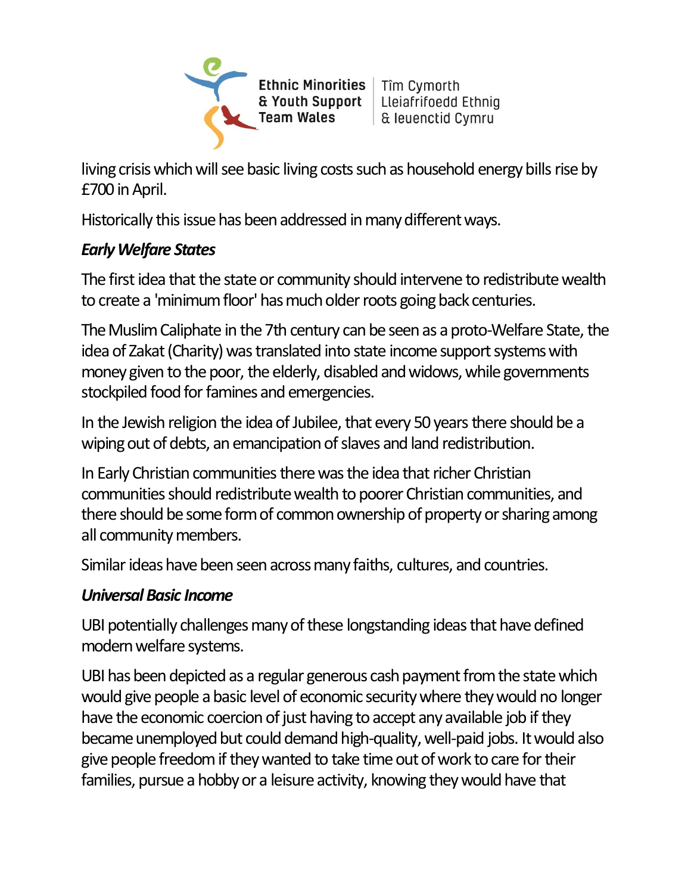living crisis which will see basic living costs such as household energy bills rise by £700 in April.

Historically this issue has been addressed in many different ways.

### *Early Welfare States*

The first idea that the state or community should intervene to redistribute wealth to create a 'minimum floor' has much older roots going back centuries.

The Muslim Caliphate in the 7th century can be seen as a proto-Welfare State, the idea of Zakat (Charity) was translated into state income support systems with money given to the poor, the elderly, disabled and widows, while governments stockpiled food for famines and emergencies.

In the Jewish religion the idea of Jubilee, that every 50 years there should be a wiping out of debts, an emancipation of slaves and land redistribution.

In Early Christian communities there was the idea that richer Christian communities should redistribute wealth to poorer Christian communities, and there should be some form of common ownership of property or sharing among all community members.

Similar ideas have been seen across many faiths, cultures, and countries.

### *Universal Basic Income*

UBI potentially challenges many of these longstanding ideas that have defined modern welfare systems.

UBI has been depicted as a regular generous cash payment from the state which would give people a basic level of economic security where they would no longer have the economic coercion of just having to accept any available job if they became unemployed but could demand high-quality, well-paid jobs. It would also give people freedom if they wanted to take time out of work to care for their families, pursue a hobby or a leisure activity, knowing they would have that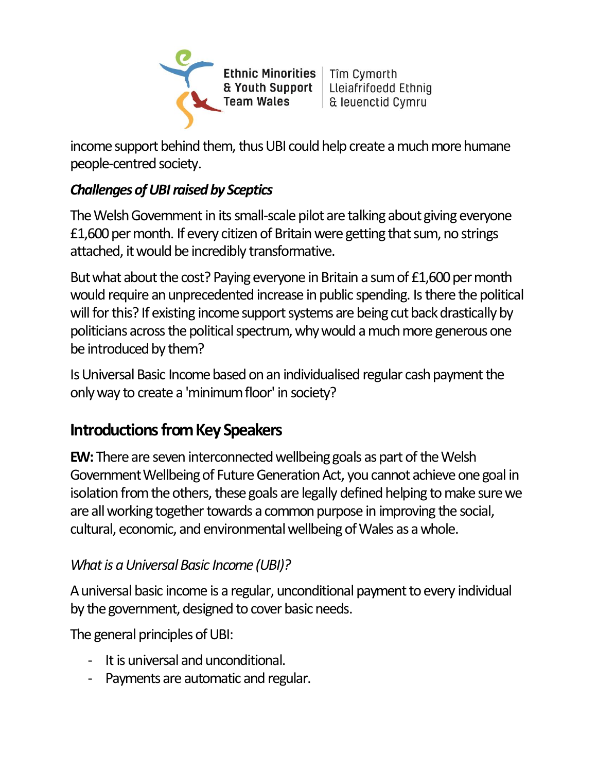income support behind them, thus UBI could help create a much more humane people-centred society.

***Challenges of UBI raised by Sceptics***

The Welsh Government in its small-scale pilot are talking about giving everyone £1,600 per month. If every citizen of Britain were getting that sum, no strings attached, it would be incredibly transformative.

But what about the cost? Paying everyone in Britain a sum of £1,600 per month would require an unprecedented increase in public spending. Is there the political will for this? If existing income support systems are being cut back drastically by politicians across the political spectrum, why would a much more generous one be introduced by them?

Is Universal Basic Income based on an individualised regular cash payment the only way to create a 'minimum floor' in society?

## Introductions from Key Speakers

**EW:** There are seven interconnected wellbeing goals as part of the Welsh Government Wellbeing of Future Generation Act, you cannot achieve one goal in isolation from the others, these goals are legally defined helping to make sure we are all working together towards a common purpose in improving the social, cultural, economic, and environmental wellbeing of Wales as a whole.

*What is a Universal Basic Income (UBI)?*

A universal basic income is a regular, unconditional payment to every individual by the government, designed to cover basic needs.

The general principles of UBI:

- It is universal and unconditional.
- Payments are automatic and regular.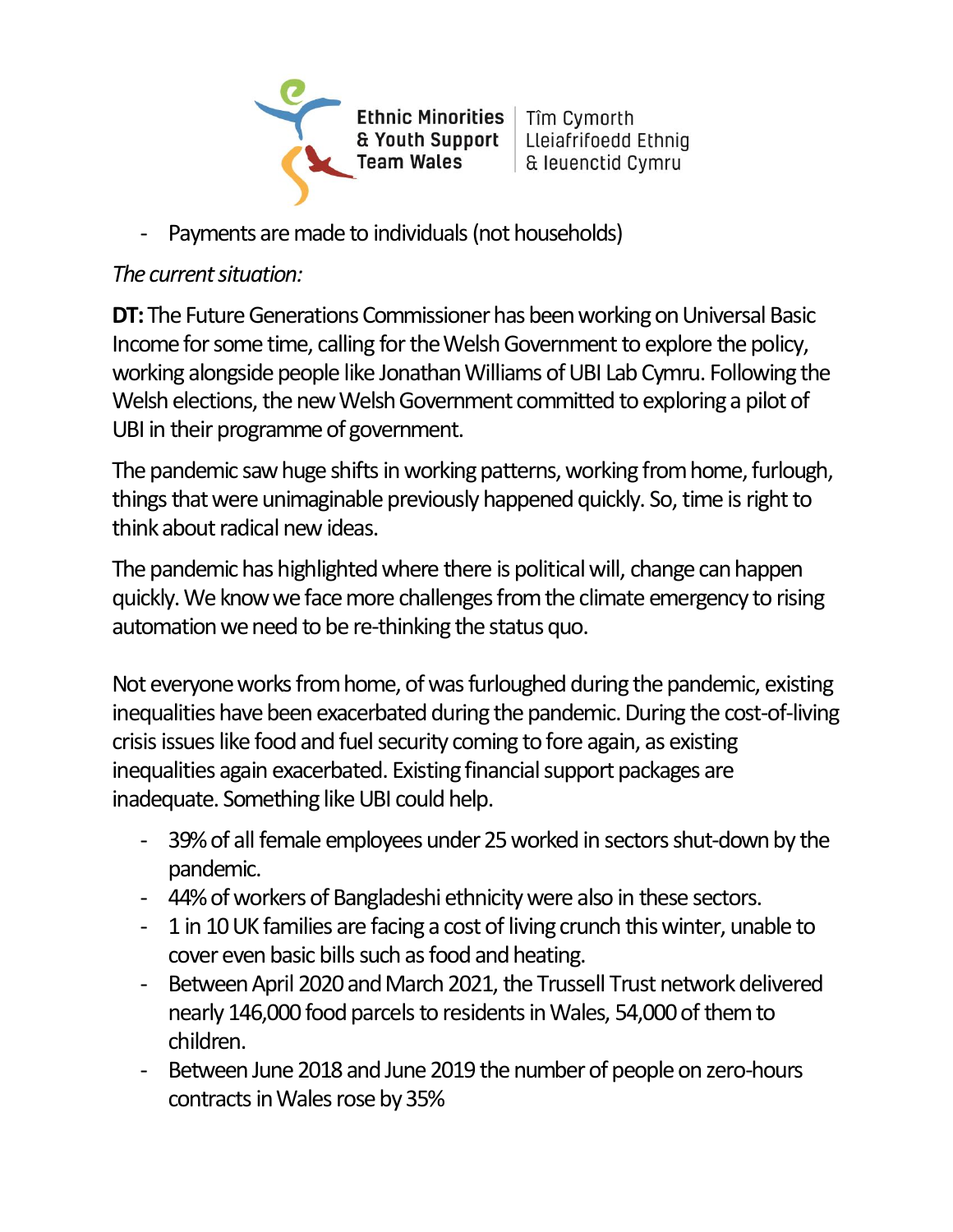- Payments are made to individuals (not households)

*The current situation:*

**DT:** The Future Generations Commissioner has been working on Universal Basic Income for some time, calling for the Welsh Government to explore the policy, working alongside people like Jonathan Williams of UBI Lab Cymru. Following the Welsh elections, the new Welsh Government committed to exploring a pilot of UBI in their programme of government.

The pandemic saw huge shifts in working patterns, working from home, furlough, things that were unimaginable previously happened quickly. So, time is right to think about radical new ideas.

The pandemic has highlighted where there is political will, change can happen quickly. We know we face more challenges from the climate emergency to rising automation we need to be re-thinking the status quo.

Not everyone works from home, of was furloughed during the pandemic, existing inequalities have been exacerbated during the pandemic. During the cost-of-living crisis issues like food and fuel security coming to fore again, as existing inequalities again exacerbated. Existing financial support packages are inadequate. Something like UBI could help.

- 39% of all female employees under 25 worked in sectors shut-down by the pandemic.
- 44% of workers of Bangladeshi ethnicity were also in these sectors.
- 1 in 10 UK families are facing a cost of living crunch this winter, unable to cover even basic bills such as food and heating.
- Between April 2020 and March 2021, the Trussell Trust network delivered nearly 146,000 food parcels to residents in Wales, 54,000 of them to children.
- Between June 2018 and June 2019 the number of people on zero-hours contracts in Wales rose by 35%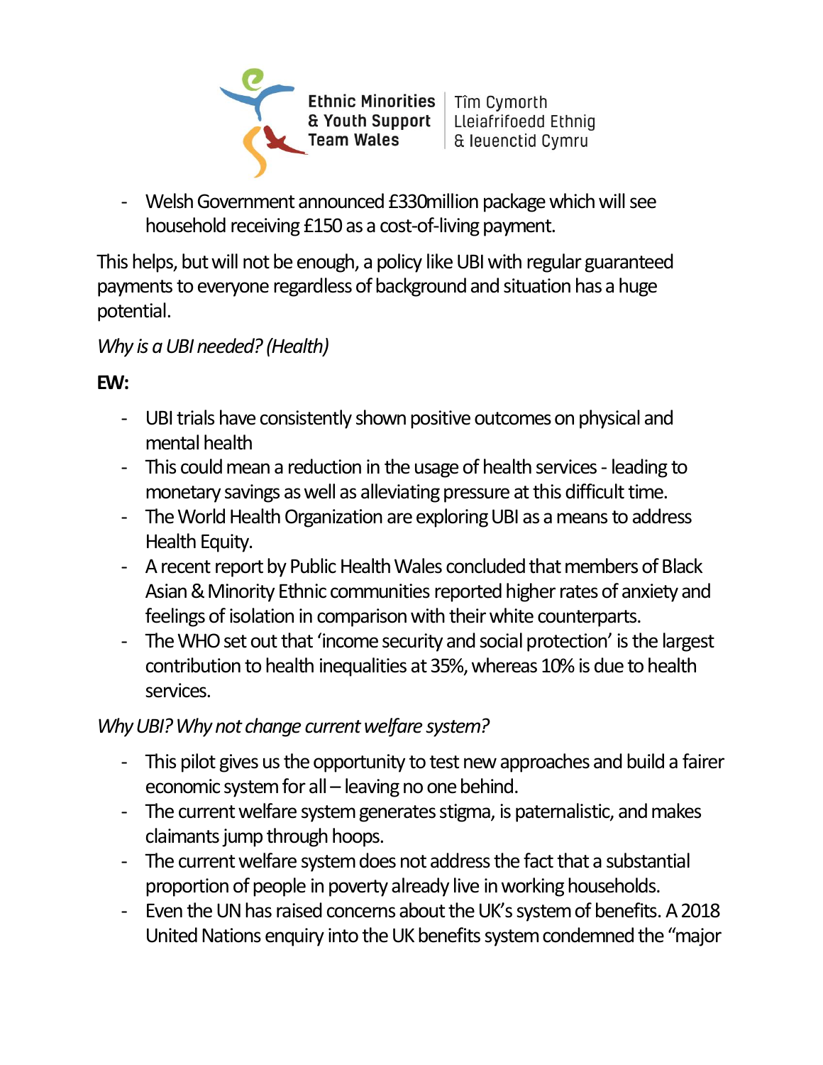- Welsh Government announced £330million package which will see household receiving £150 as a cost-of-living payment.

This helps, but will not be enough, a policy like UBI with regular guaranteed payments to everyone regardless of background and situation has a huge potential.

*Why is a UBI needed? (Health)*

**EW:**

- UBI trials have consistently shown positive outcomes on physical and mental health
- This could mean a reduction in the usage of health services - leading to monetary savings as well as alleviating pressure at this difficult time.
- The World Health Organization are exploring UBI as a means to address Health Equity.
- A recent report by Public Health Wales concluded that members of Black Asian & Minority Ethnic communities reported higher rates of anxiety and feelings of isolation in comparison with their white counterparts.
- The WHO set out that 'income security and social protection' is the largest contribution to health inequalities at 35%, whereas 10% is due to health services.

*Why UBI? Why not change current welfare system?*

- This pilot gives us the opportunity to test new approaches and build a fairer economic system for all – leaving no one behind.
- The current welfare system generates stigma, is paternalistic, and makes claimants jump through hoops.
- The current welfare system does not address the fact that a substantial proportion of people in poverty already live in working households.
- Even the UN has raised concerns about the UK's system of benefits. A 2018 United Nations enquiry into the UK benefits system condemned the "major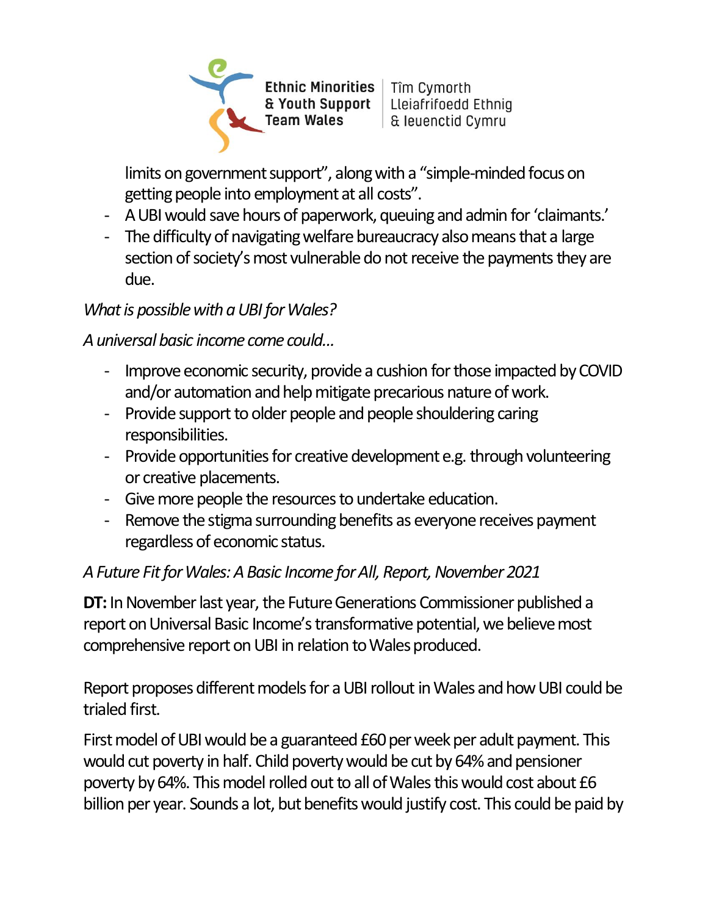limits on government support", along with a "simple-minded focus on getting people into employment at all costs".
- A UBI would save hours of paperwork, queuing and admin for 'claimants.'
- The difficulty of navigating welfare bureaucracy also means that a large section of society's most vulnerable do not receive the payments they are due.

*What is possible with a UBI for Wales?*

*A universal basic income come could...*

- Improve economic security, provide a cushion for those impacted by COVID and/or automation and help mitigate precarious nature of work.
- Provide support to older people and people shouldering caring responsibilities.
- Provide opportunities for creative development e.g. through volunteering or creative placements.
- Give more people the resources to undertake education.
- Remove the stigma surrounding benefits as everyone receives payment regardless of economic status.

*A Future Fit for Wales: A Basic Income for All, Report, November 2021*

**DT:** In November last year, the Future Generations Commissioner published a report on Universal Basic Income's transformative potential, we believe most comprehensive report on UBI in relation to Wales produced.

Report proposes different models for a UBI rollout in Wales and how UBI could be trialed first.

First model of UBI would be a guaranteed £60 per week per adult payment. This would cut poverty in half. Child poverty would be cut by 64% and pensioner poverty by 64%. This model rolled out to all of Wales this would cost about £6 billion per year. Sounds a lot, but benefits would justify cost. This could be paid by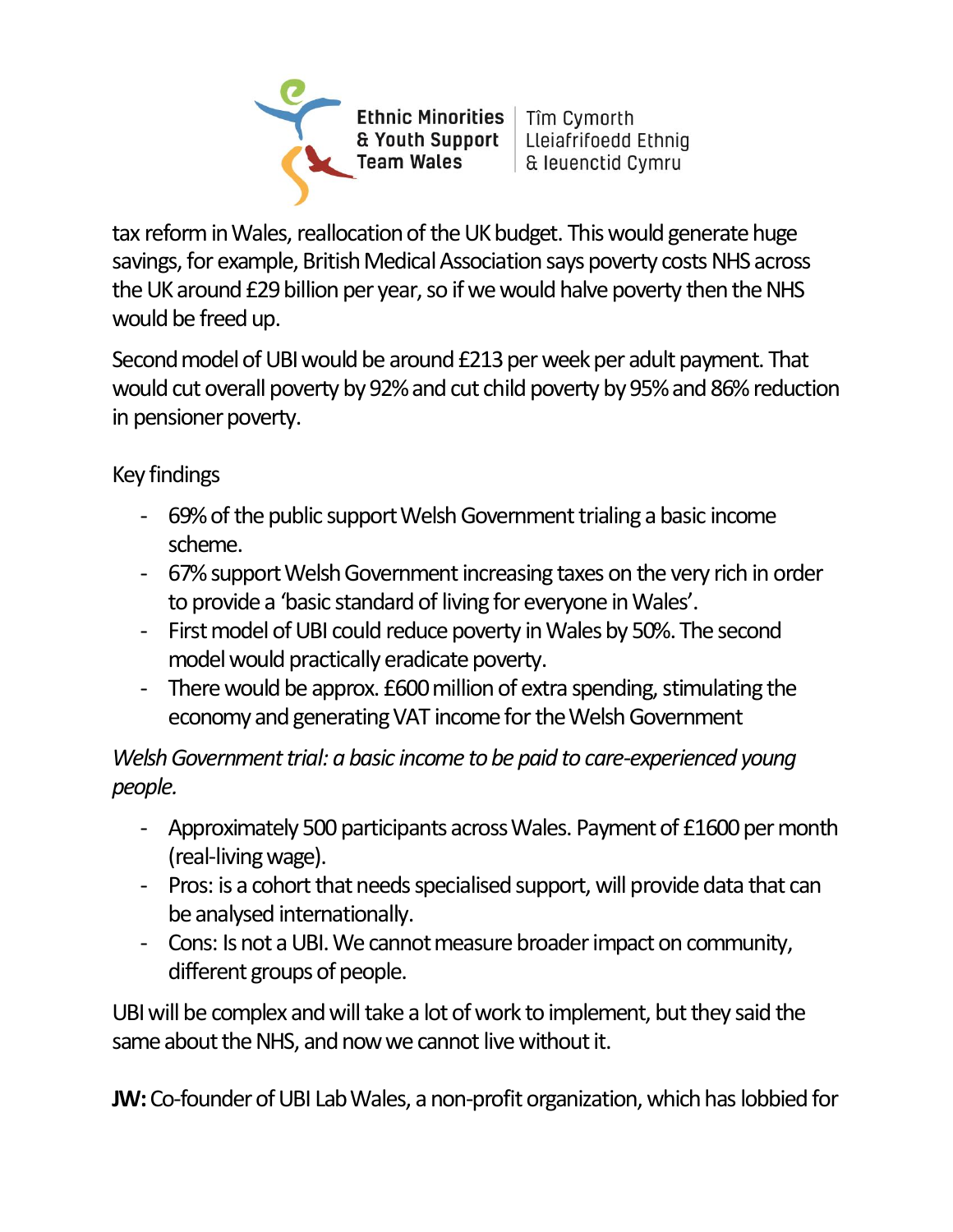tax reform in Wales, reallocation of the UK budget. This would generate huge savings, for example, British Medical Association says poverty costs NHS across the UK around £29 billion per year, so if we would halve poverty then the NHS would be freed up.

Second model of UBI would be around £213 per week per adult payment. That would cut overall poverty by 92% and cut child poverty by 95% and 86% reduction in pensioner poverty.

Key findings

- 69% of the public support Welsh Government trialing a basic income scheme.
- 67% support Welsh Government increasing taxes on the very rich in order to provide a 'basic standard of living for everyone in Wales'.
- First model of UBI could reduce poverty in Wales by 50%. The second model would practically eradicate poverty.
- There would be approx. £600 million of extra spending, stimulating the economy and generating VAT income for the Welsh Government

*Welsh Government trial: a basic income to be paid to care-experienced young people.*

- Approximately 500 participants across Wales. Payment of £1600 per month (real-living wage).
- Pros: is a cohort that needs specialised support, will provide data that can be analysed internationally.
- Cons: Is not a UBI. We cannot measure broader impact on community, different groups of people.

UBI will be complex and will take a lot of work to implement, but they said the same about the NHS, and now we cannot live without it.

**JW:** Co-founder of UBI Lab Wales, a non-profit organization, which has lobbied for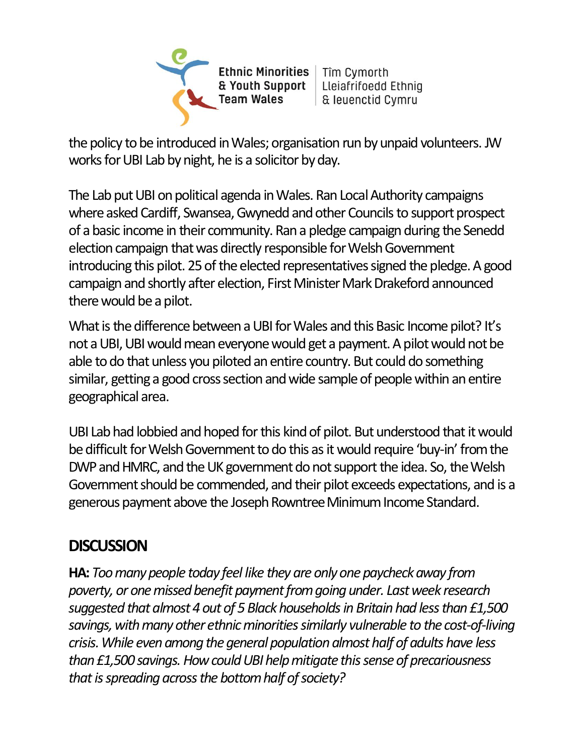the policy to be introduced in Wales; organisation run by unpaid volunteers. JW works for UBI Lab by night, he is a solicitor by day.

The Lab put UBI on political agenda in Wales. Ran Local Authority campaigns where asked Cardiff, Swansea, Gwynedd and other Councils to support prospect of a basic income in their community. Ran a pledge campaign during the Senedd election campaign that was directly responsible for Welsh Government introducing this pilot. 25 of the elected representatives signed the pledge. A good campaign and shortly after election, First Minister Mark Drakeford announced there would be a pilot.

What is the difference between a UBI for Wales and this Basic Income pilot? It's not a UBI, UBI would mean everyone would get a payment. A pilot would not be able to do that unless you piloted an entire country. But could do something similar, getting a good cross section and wide sample of people within an entire geographical area.

UBI Lab had lobbied and hoped for this kind of pilot. But understood that it would be difficult for Welsh Government to do this as it would require 'buy-in' from the DWP and HMRC, and the UK government do not support the idea. So, the Welsh Government should be commended, and their pilot exceeds expectations, and is a generous payment above the Joseph Rowntree Minimum Income Standard.

## DISCUSSION

**HA:** *Too many people today feel like they are only one paycheck away from poverty, or one missed benefit payment from going under. Last week research suggested that almost 4 out of 5 Black households in Britain had less than £1,500 savings, with many other ethnic minorities similarly vulnerable to the cost-of-living crisis. While even among the general population almost half of adults have less than £1,500 savings. How could UBI help mitigate this sense of precariousness that is spreading across the bottom half of society?*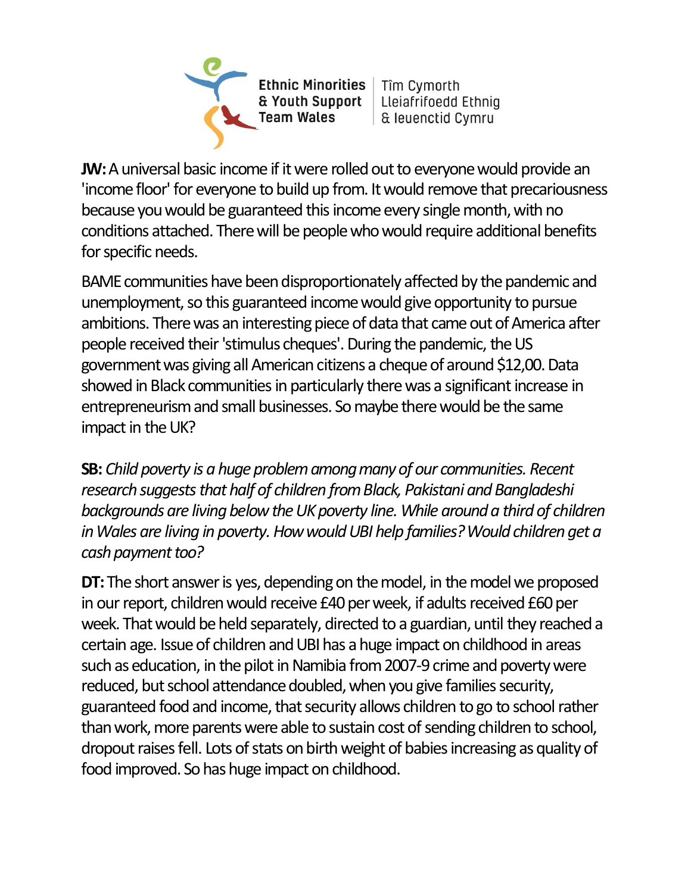**JW:** A universal basic income if it were rolled out to everyone would provide an 'income floor' for everyone to build up from. It would remove that precariousness because you would be guaranteed this income every single month, with no conditions attached. There will be people who would require additional benefits for specific needs.

BAME communities have been disproportionately affected by the pandemic and unemployment, so this guaranteed income would give opportunity to pursue ambitions. There was an interesting piece of data that came out of America after people received their 'stimulus cheques'. During the pandemic, the US government was giving all American citizens a cheque of around $12,00. Data showed in Black communities in particularly there was a significant increase in entrepreneurism and small businesses. So maybe there would be the same impact in the UK?

**SB:** *Child poverty is a huge problem among many of our communities. Recent research suggests that half of children from Black, Pakistani and Bangladeshi backgrounds are living below the UK poverty line. While around a third of children in Wales are living in poverty. How would UBI help families? Would children get a cash payment too?*

**DT:** The short answer is yes, depending on the model, in the model we proposed in our report, children would receive £40 per week, if adults received £60 per week. That would be held separately, directed to a guardian, until they reached a certain age. Issue of children and UBI has a huge impact on childhood in areas such as education, in the pilot in Namibia from 2007-9 crime and poverty were reduced, but school attendance doubled, when you give families security, guaranteed food and income, that security allows children to go to school rather than work, more parents were able to sustain cost of sending children to school, dropout raises fell. Lots of stats on birth weight of babies increasing as quality of food improved. So has huge impact on childhood.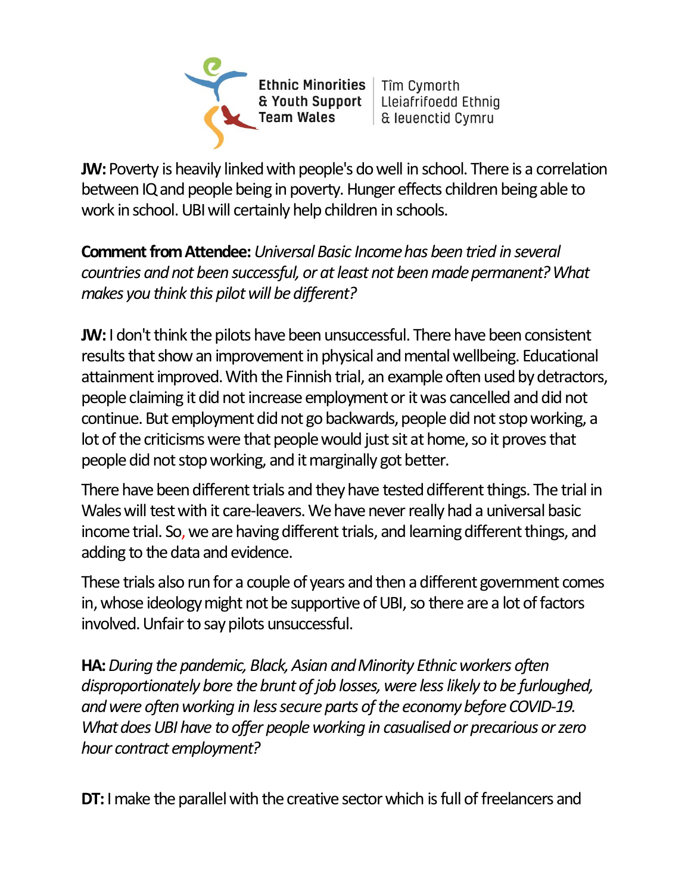**JW:** Poverty is heavily linked with people's do well in school. There is a correlation between IQ and people being in poverty. Hunger effects children being able to work in school. UBI will certainly help children in schools.

**Comment from Attendee:** *Universal Basic Income has been tried in several countries and not been successful, or at least not been made permanent? What makes you think this pilot will be different?*

**JW:** I don't think the pilots have been unsuccessful. There have been consistent results that show an improvement in physical and mental wellbeing. Educational attainment improved. With the Finnish trial, an example often used by detractors, people claiming it did not increase employment or it was cancelled and did not continue. But employment did not go backwards, people did not stop working, a lot of the criticisms were that people would just sit at home, so it proves that people did not stop working, and it marginally got better.

There have been different trials and they have tested different things. The trial in Wales will test with it care-leavers. We have never really had a universal basic income trial. So, we are having different trials, and learning different things, and adding to the data and evidence.

These trials also run for a couple of years and then a different government comes in, whose ideology might not be supportive of UBI, so there are a lot of factors involved. Unfair to say pilots unsuccessful.

**HA:** *During the pandemic, Black, Asian and Minority Ethnic workers often disproportionately bore the brunt of job losses, were less likely to be furloughed, and were often working in less secure parts of the economy before COVID-19. What does UBI have to offer people working in casualised or precarious or zero hour contract employment?*

**DT:** I make the parallel with the creative sector which is full of freelancers and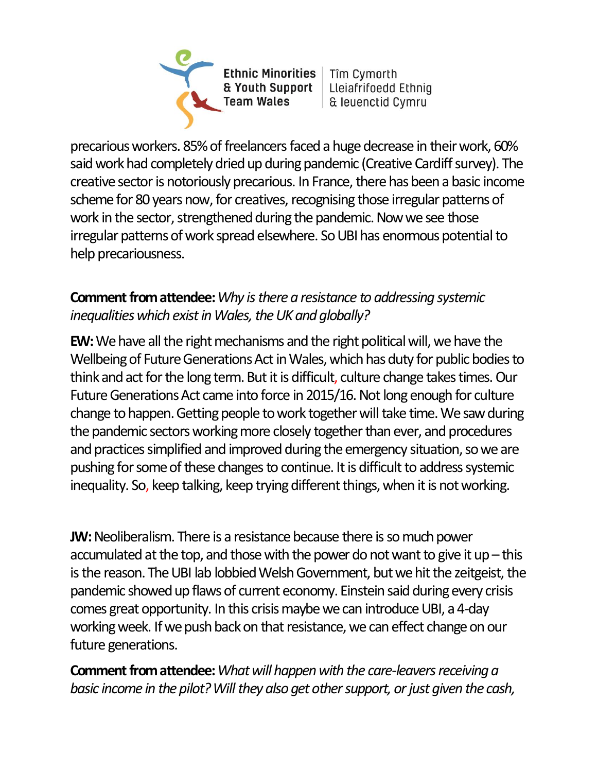precarious workers. 85% of freelancers faced a huge decrease in their work, 60% said work had completely dried up during pandemic (Creative Cardiff survey). The creative sector is notoriously precarious. In France, there has been a basic income scheme for 80 years now, for creatives, recognising those irregular patterns of work in the sector, strengthened during the pandemic. Now we see those irregular patterns of work spread elsewhere. So UBI has enormous potential to help precariousness.

**Comment from attendee:** *Why is there a resistance to addressing systemic inequalities which exist in Wales, the UK and globally?*

**EW:** We have all the right mechanisms and the right political will, we have the Wellbeing of Future Generations Act in Wales, which has duty for public bodies to think and act for the long term. But it is difficult, culture change takes times. Our Future Generations Act came into force in 2015/16. Not long enough for culture change to happen. Getting people to work together will take time. We saw during the pandemic sectors working more closely together than ever, and procedures and practices simplified and improved during the emergency situation, so we are pushing for some of these changes to continue. It is difficult to address systemic inequality. So, keep talking, keep trying different things, when it is not working.

**JW:** Neoliberalism. There is a resistance because there is so much power accumulated at the top, and those with the power do not want to give it up – this is the reason. The UBI lab lobbied Welsh Government, but we hit the zeitgeist, the pandemic showed up flaws of current economy. Einstein said during every crisis comes great opportunity. In this crisis maybe we can introduce UBI, a 4-day working week. If we push back on that resistance, we can effect change on our future generations.

**Comment from attendee:** *What will happen with the care-leavers receiving a basic income in the pilot? Will they also get other support, or just given the cash,*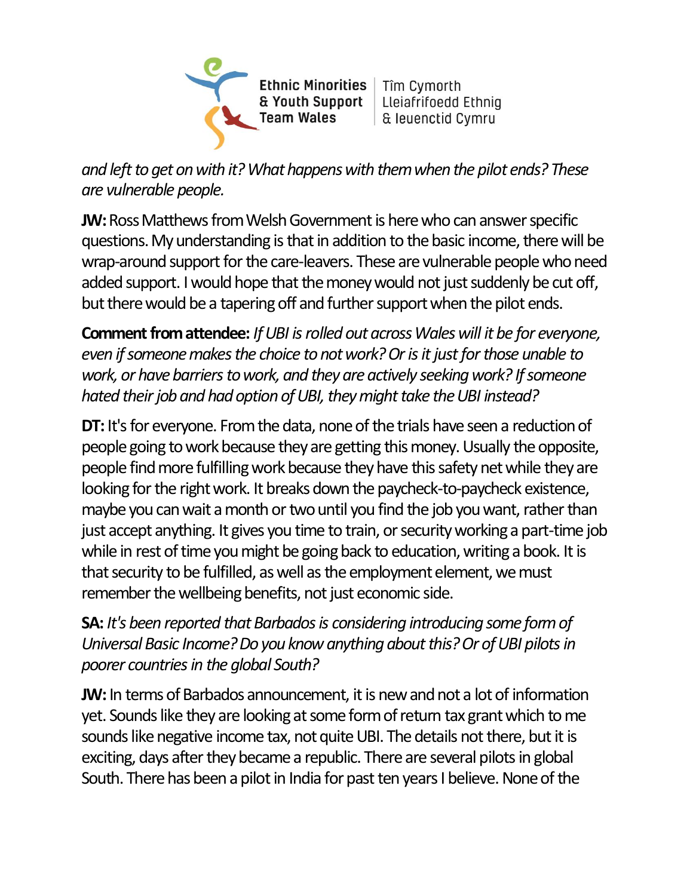*and left to get on with it? What happens with them when the pilot ends? These are vulnerable people.*

**JW:** Ross Matthews from Welsh Government is here who can answer specific questions. My understanding is that in addition to the basic income, there will be wrap-around support for the care-leavers. These are vulnerable people who need added support. I would hope that the money would not just suddenly be cut off, but there would be a tapering off and further support when the pilot ends.

**Comment from attendee:** *If UBI is rolled out across Wales will it be for everyone, even if someone makes the choice to not work? Or is it just for those unable to work, or have barriers to work, and they are actively seeking work? If someone hated their job and had option of UBI, they might take the UBI instead?*

**DT:** It's for everyone. From the data, none of the trials have seen a reduction of people going to work because they are getting this money. Usually the opposite, people find more fulfilling work because they have this safety net while they are looking for the right work. It breaks down the paycheck-to-paycheck existence, maybe you can wait a month or two until you find the job you want, rather than just accept anything. It gives you time to train, or security working a part-time job while in rest of time you might be going back to education, writing a book. It is that security to be fulfilled, as well as the employment element, we must remember the wellbeing benefits, not just economic side.

**SA:** *It's been reported that Barbados is considering introducing some form of Universal Basic Income? Do you know anything about this? Or of UBI pilots in poorer countries in the global South?*

**JW:** In terms of Barbados announcement, it is new and not a lot of information yet. Sounds like they are looking at some form of return tax grant which to me sounds like negative income tax, not quite UBI. The details not there, but it is exciting, days after they became a republic. There are several pilots in global South. There has been a pilot in India for past ten years I believe. None of the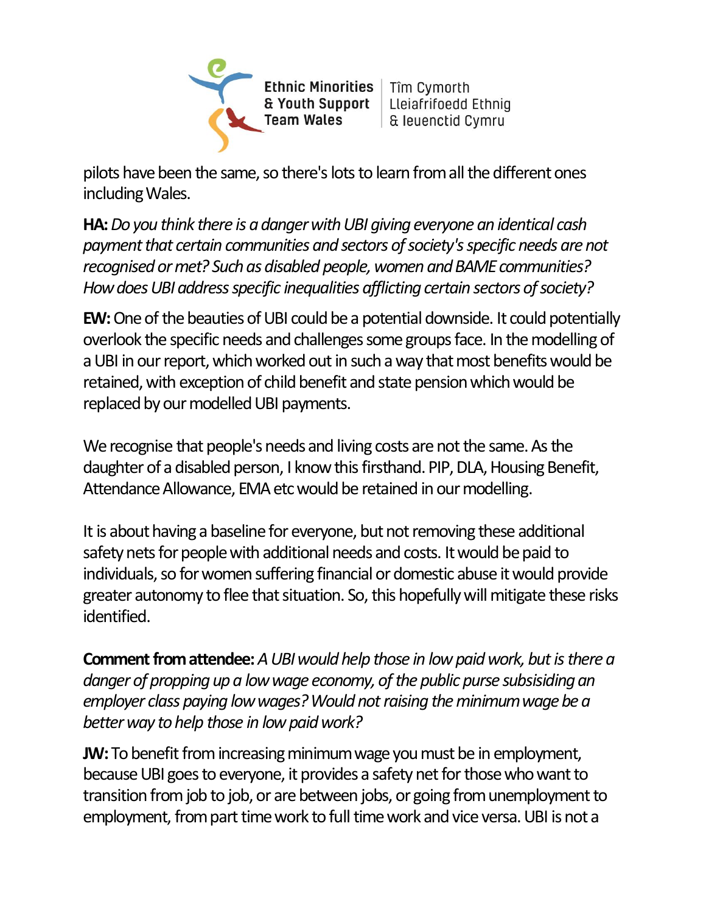pilots have been the same, so there's lots to learn from all the different ones including Wales.

**HA:** *Do you think there is a danger with UBI giving everyone an identical cash payment that certain communities and sectors of society's specific needs are not recognised or met? Such as disabled people, women and BAME communities? How does UBI address specific inequalities afflicting certain sectors of society?*

**EW:** One of the beauties of UBI could be a potential downside. It could potentially overlook the specific needs and challenges some groups face. In the modelling of a UBI in our report, which worked out in such a way that most benefits would be retained, with exception of child benefit and state pension which would be replaced by our modelled UBI payments.

We recognise that people's needs and living costs are not the same. As the daughter of a disabled person, I know this firsthand. PIP, DLA, Housing Benefit, Attendance Allowance, EMA etc would be retained in our modelling.

It is about having a baseline for everyone, but not removing these additional safety nets for people with additional needs and costs. It would be paid to individuals, so for women suffering financial or domestic abuse it would provide greater autonomy to flee that situation. So, this hopefully will mitigate these risks identified.

**Comment from attendee:** *A UBI would help those in low paid work, but is there a danger of propping up a low wage economy, of the public purse subsidising an employer class paying low wages? Would not raising the minimum wage be a better way to help those in low paid work?*

**JW:** To benefit from increasing minimum wage you must be in employment, because UBI goes to everyone, it provides a safety net for those who want to transition from job to job, or are between jobs, or going from unemployment to employment, from part time work to full time work and vice versa. UBI is not a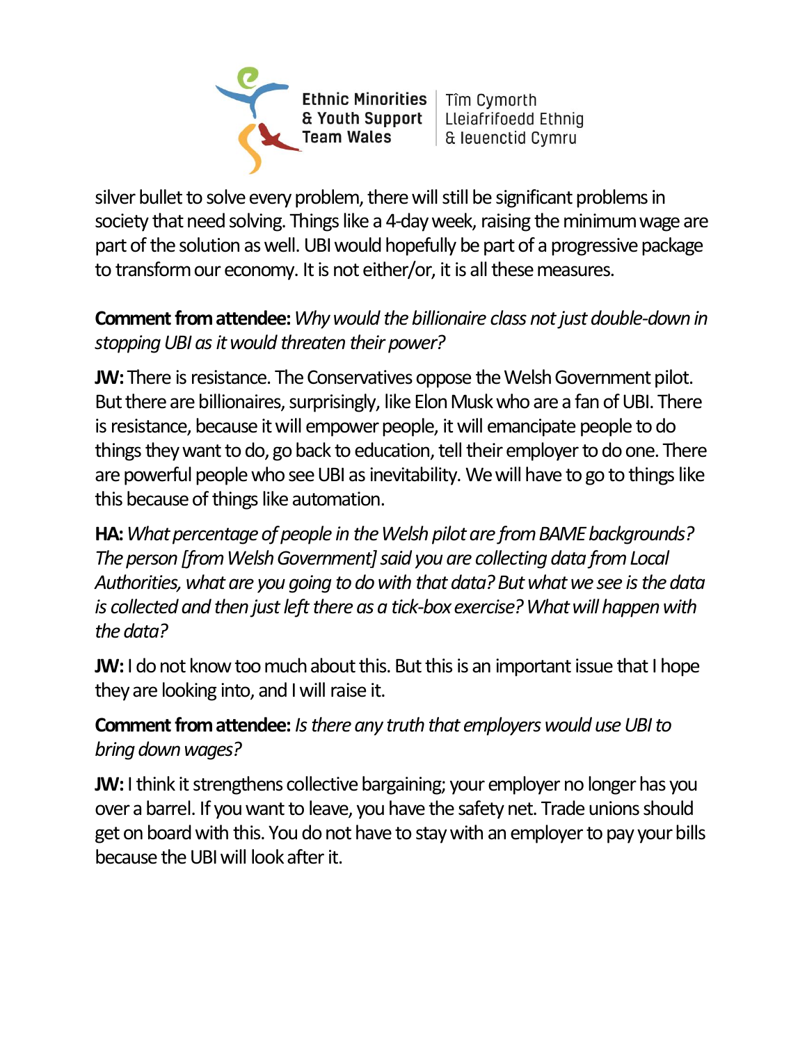silver bullet to solve every problem, there will still be significant problems in society that need solving. Things like a 4-day week, raising the minimum wage are part of the solution as well. UBI would hopefully be part of a progressive package to transform our economy. It is not either/or, it is all these measures.

**Comment from attendee:** *Why would the billionaire class not just double-down in stopping UBI as it would threaten their power?*

**JW:** There is resistance. The Conservatives oppose the Welsh Government pilot. But there are billionaires, surprisingly, like Elon Musk who are a fan of UBI. There is resistance, because it will empower people, it will emancipate people to do things they want to do, go back to education, tell their employer to do one. There are powerful people who see UBI as inevitability. We will have to go to things like this because of things like automation.

**HA:** *What percentage of people in the Welsh pilot are from BAME backgrounds? The person [from Welsh Government] said you are collecting data from Local Authorities, what are you going to do with that data? But what we see is the data is collected and then just left there as a tick-box exercise? What will happen with the data?*

**JW:** I do not know too much about this. But this is an important issue that I hope they are looking into, and I will raise it.

**Comment from attendee:** *Is there any truth that employers would use UBI to bring down wages?*

**JW:** I think it strengthens collective bargaining; your employer no longer has you over a barrel. If you want to leave, you have the safety net. Trade unions should get on board with this. You do not have to stay with an employer to pay your bills because the UBI will look after it.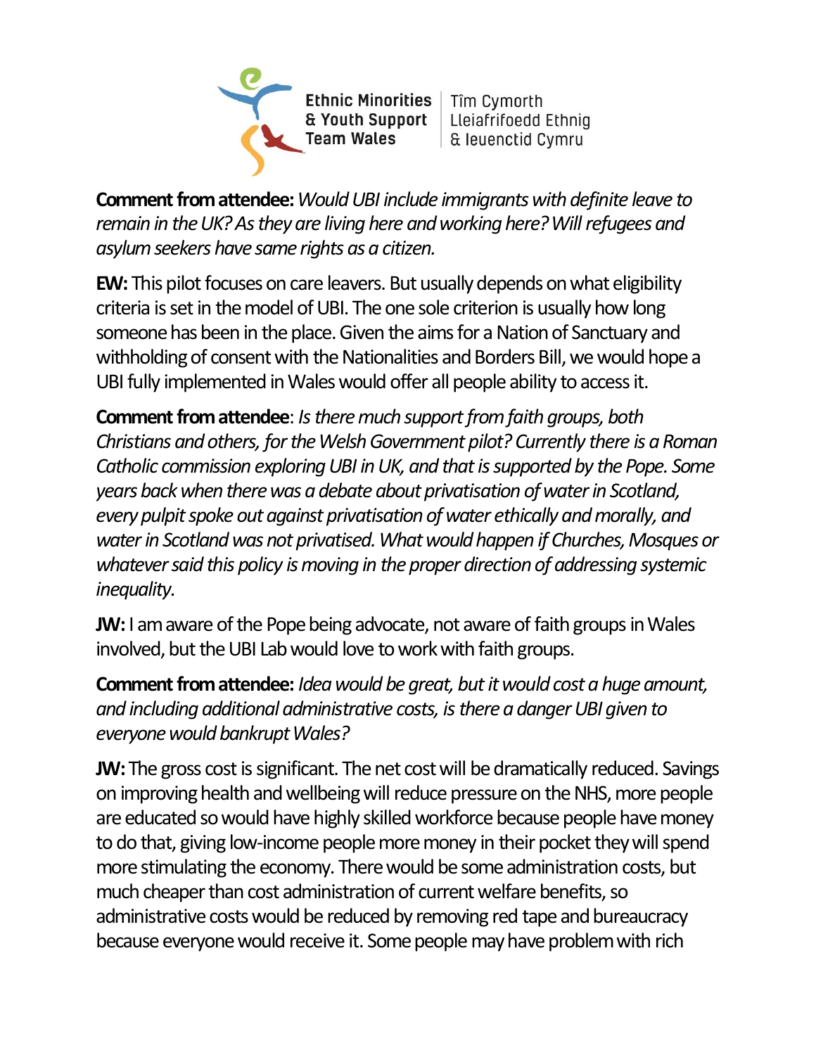**Comment from attendee:** *Would UBI include immigrants with definite leave to remain in the UK? As they are living here and working here? Will refugees and asylum seekers have same rights as a citizen.*

**EW:** This pilot focuses on care leavers. But usually depends on what eligibility criteria is set in the model of UBI. The one sole criterion is usually how long someone has been in the place. Given the aims for a Nation of Sanctuary and withholding of consent with the Nationalities and Borders Bill, we would hope a UBI fully implemented in Wales would offer all people ability to access it.

**Comment from attendee**: *Is there much support from faith groups, both Christians and others, for the Welsh Government pilot? Currently there is a Roman Catholic commission exploring UBI in UK, and that is supported by the Pope. Some years back when there was a debate about privatisation of water in Scotland, every pulpit spoke out against privatisation of water ethically and morally, and water in Scotland was not privatised. What would happen if Churches, Mosques or whatever said this policy is moving in the proper direction of addressing systemic inequality.*

**JW:** I am aware of the Pope being advocate, not aware of faith groups in Wales involved, but the UBI Lab would love to work with faith groups.

**Comment from attendee:** *Idea would be great, but it would cost a huge amount, and including additional administrative costs, is there a danger UBI given to everyone would bankrupt Wales?*

**JW:** The gross cost is significant. The net cost will be dramatically reduced. Savings on improving health and wellbeing will reduce pressure on the NHS, more people are educated so would have highly skilled workforce because people have money to do that, giving low-income people more money in their pocket they will spend more stimulating the economy. There would be some administration costs, but much cheaper than cost administration of current welfare benefits, so administrative costs would be reduced by removing red tape and bureaucracy because everyone would receive it. Some people may have problem with rich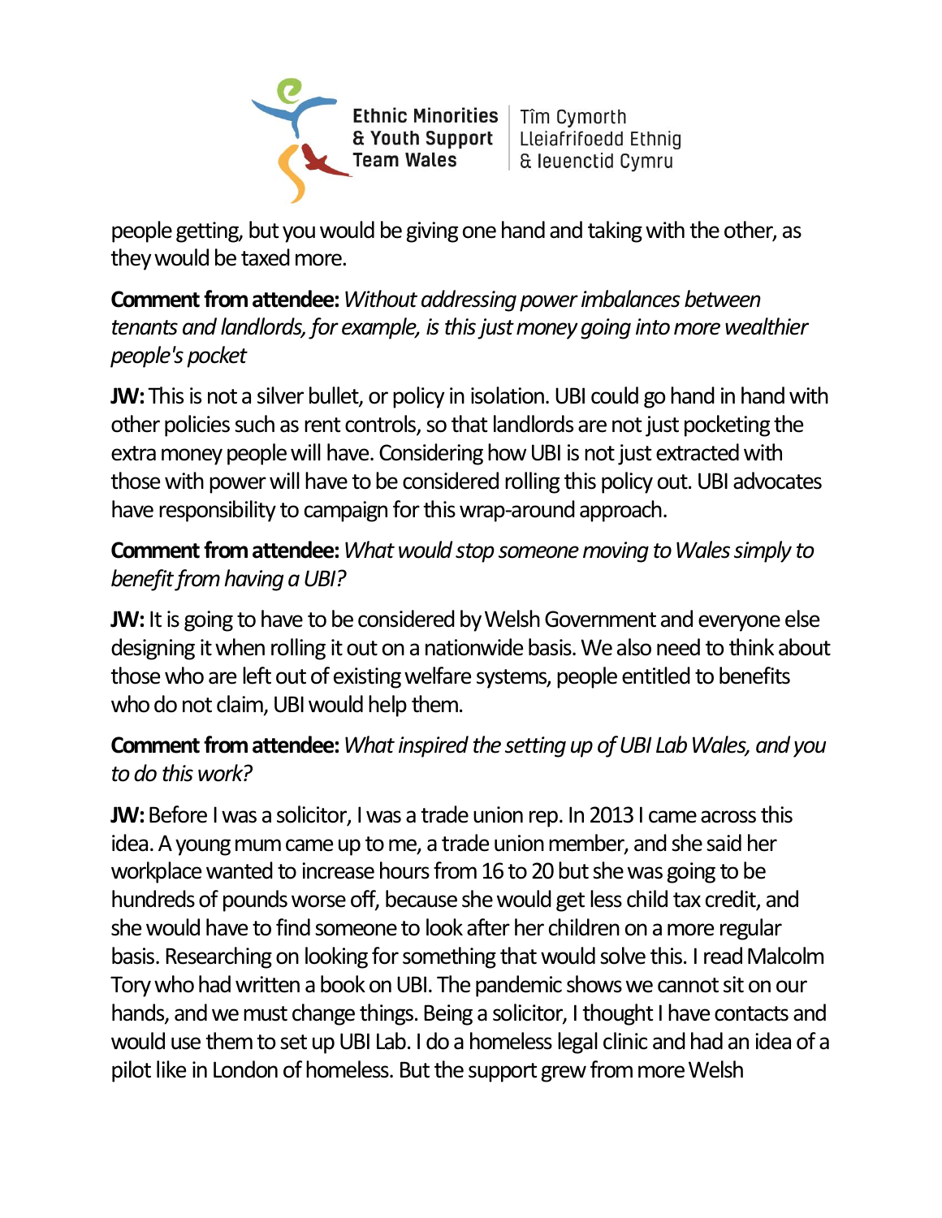people getting, but you would be giving one hand and taking with the other, as they would be taxed more.

**Comment from attendee:** *Without addressing power imbalances between tenants and landlords, for example, is this just money going into more wealthier people's pocket*

**JW:** This is not a silver bullet, or policy in isolation. UBI could go hand in hand with other policies such as rent controls, so that landlords are not just pocketing the extra money people will have. Considering how UBI is not just extracted with those with power will have to be considered rolling this policy out. UBI advocates have responsibility to campaign for this wrap-around approach.

**Comment from attendee:** *What would stop someone moving to Wales simply to benefit from having a UBI?*

**JW:** It is going to have to be considered by Welsh Government and everyone else designing it when rolling it out on a nationwide basis. We also need to think about those who are left out of existing welfare systems, people entitled to benefits who do not claim, UBI would help them.

**Comment from attendee:** *What inspired the setting up of UBI Lab Wales, and you to do this work?*

**JW:** Before I was a solicitor, I was a trade union rep. In 2013 I came across this idea. A young mum came up to me, a trade union member, and she said her workplace wanted to increase hours from 16 to 20 but she was going to be hundreds of pounds worse off, because she would get less child tax credit, and she would have to find someone to look after her children on a more regular basis. Researching on looking for something that would solve this. I read Malcolm Tory who had written a book on UBI. The pandemic shows we cannot sit on our hands, and we must change things. Being a solicitor, I thought I have contacts and would use them to set up UBI Lab. I do a homeless legal clinic and had an idea of a pilot like in London of homeless. But the support grew from more Welsh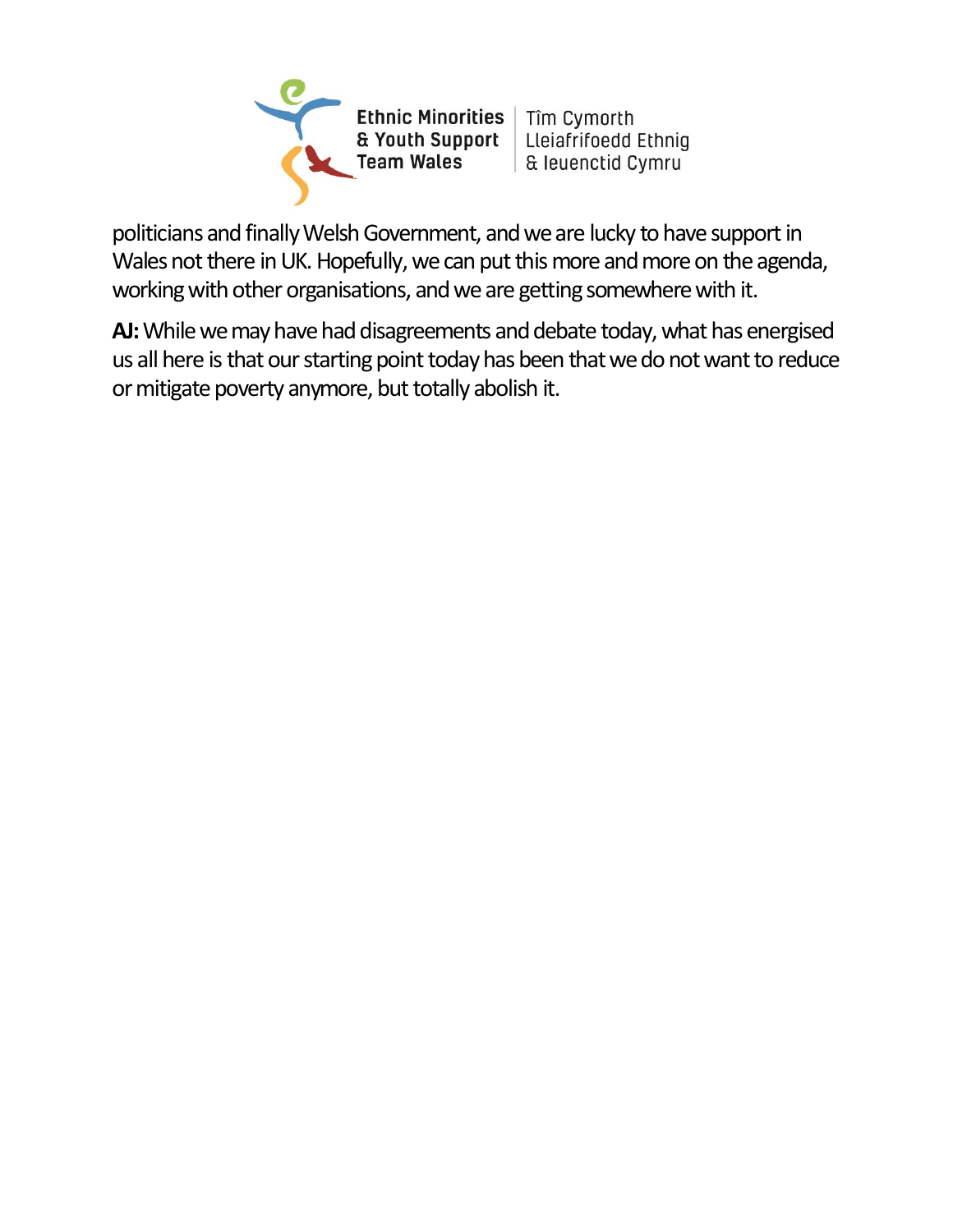politicians and finally Welsh Government, and we are lucky to have support in Wales not there in UK. Hopefully, we can put this more and more on the agenda, working with other organisations, and we are getting somewhere with it.

**AJ:** While we may have had disagreements and debate today, what has energised us all here is that our starting point today has been that we do not want to reduce or mitigate poverty anymore, but totally abolish it.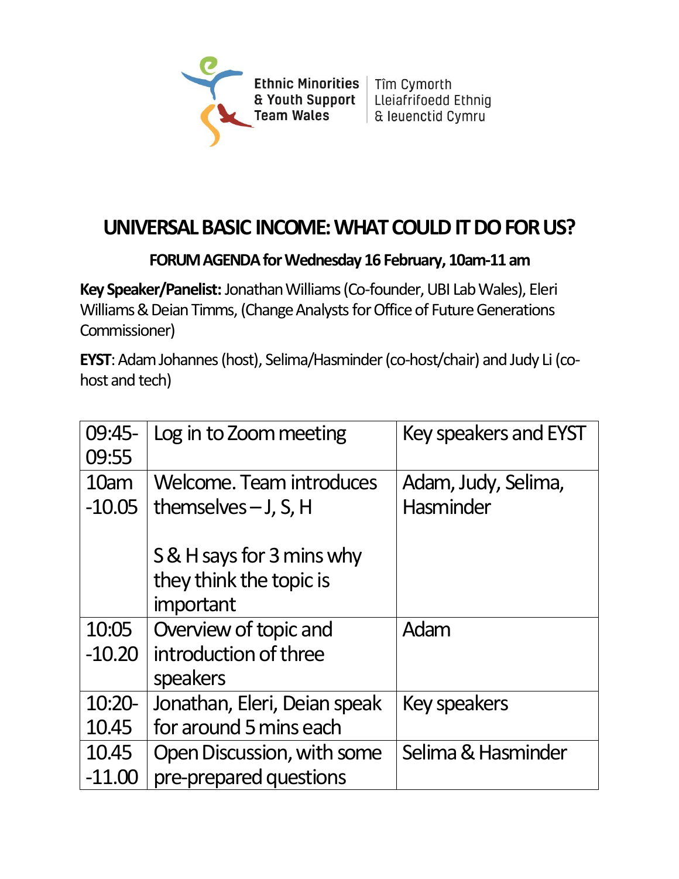Ethnic Minorities & Youth Support Team Wales | Tîm Cymorth Lleiafrifoedd Ethnig & Ieuenctid Cymru

# UNIVERSAL BASIC INCOME: WHAT COULD IT DO FOR US?

**FORUM AGENDA for Wednesday 16 February, 10am-11 am**

**Key Speaker/Panelist:** Jonathan Williams (Co-founder, UBI Lab Wales), Eleri Williams & Deian Timms, (Change Analysts for Office of Future Generations Commissioner)

**EYST**: Adam Johannes (host), Selima/Hasminder (co-host/chair) and Judy Li (co-host and tech)

| | | |
|---|---|---|
| 09:45-09:55 | Log in to Zoom meeting | Key speakers and EYST |
| 10am -10.05 | Welcome. Team introduces themselves – J, S, H<br><br>S & H says for 3 mins why they think the topic is important | Adam, Judy, Selima, Hasminder |
| 10:05 -10.20 | Overview of topic and introduction of three speakers | Adam |
| 10:20-10.45 | Jonathan, Eleri, Deian speak for around 5 mins each | Key speakers |
| 10.45 -11.00 | Open Discussion, with some pre-prepared questions | Selima & Hasminder |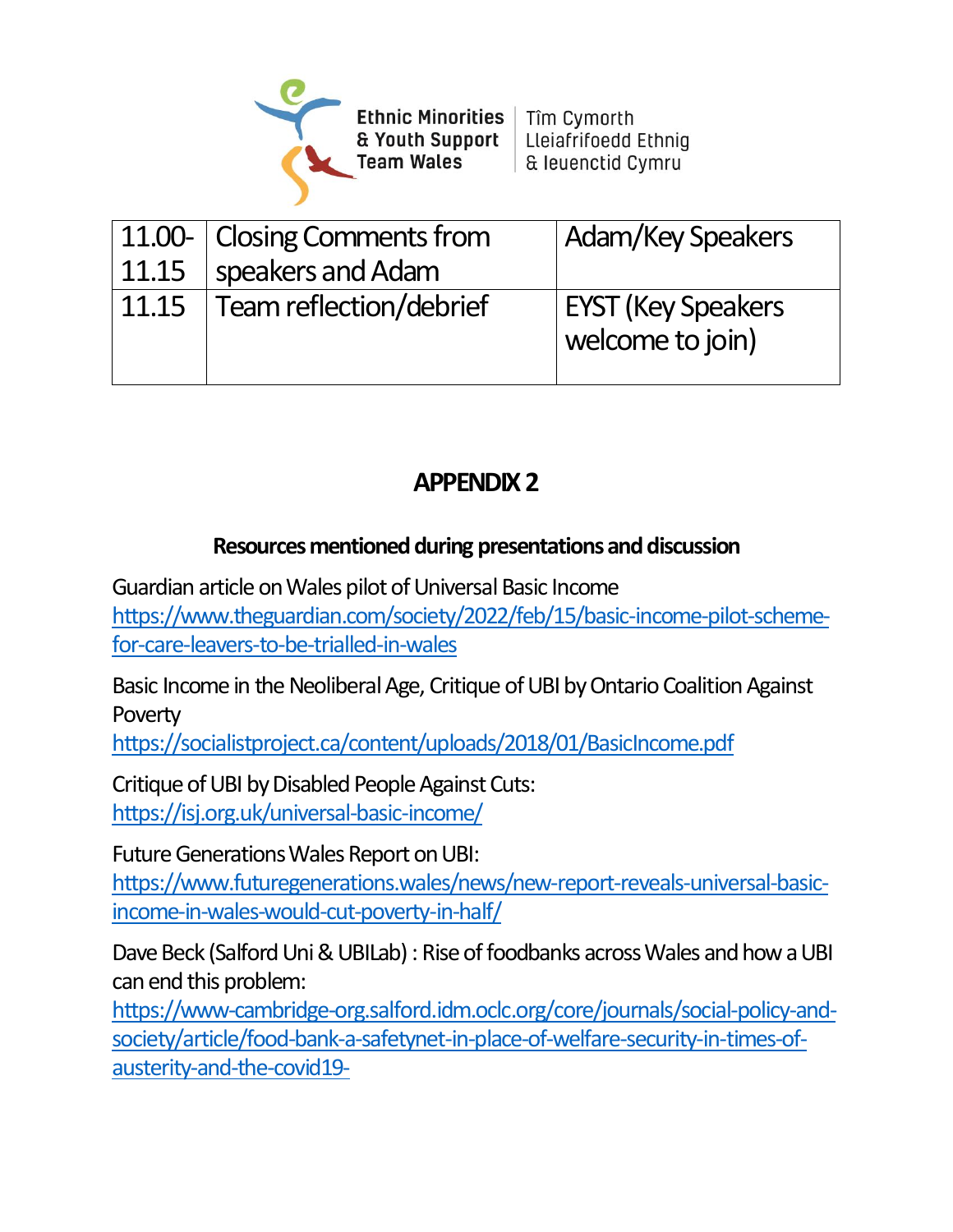| 11.00-11.15 | Closing Comments from speakers and Adam | Adam/Key Speakers |
|---|---|---|
| 11.15 | Team reflection/debrief | EYST (Key Speakers welcome to join) |

## APPENDIX 2

### Resources mentioned during presentations and discussion

Guardian article on Wales pilot of Universal Basic Income
https://www.theguardian.com/society/2022/feb/15/basic-income-pilot-scheme-for-care-leavers-to-be-trialled-in-wales

Basic Income in the Neoliberal Age, Critique of UBI by Ontario Coalition Against Poverty
https://socialistproject.ca/content/uploads/2018/01/BasicIncome.pdf

Critique of UBI by Disabled People Against Cuts:
https://isj.org.uk/universal-basic-income/

Future Generations Wales Report on UBI:
https://www.futuregenerations.wales/news/new-report-reveals-universal-basic-income-in-wales-would-cut-poverty-in-half/

Dave Beck (Salford Uni & UBILab) : Rise of foodbanks across Wales and how a UBI can end this problem:
https://www-cambridge-org.salford.idm.oclc.org/core/journals/social-policy-and-society/article/food-bank-a-safetynet-in-place-of-welfare-security-in-times-of-austerity-and-the-covid19-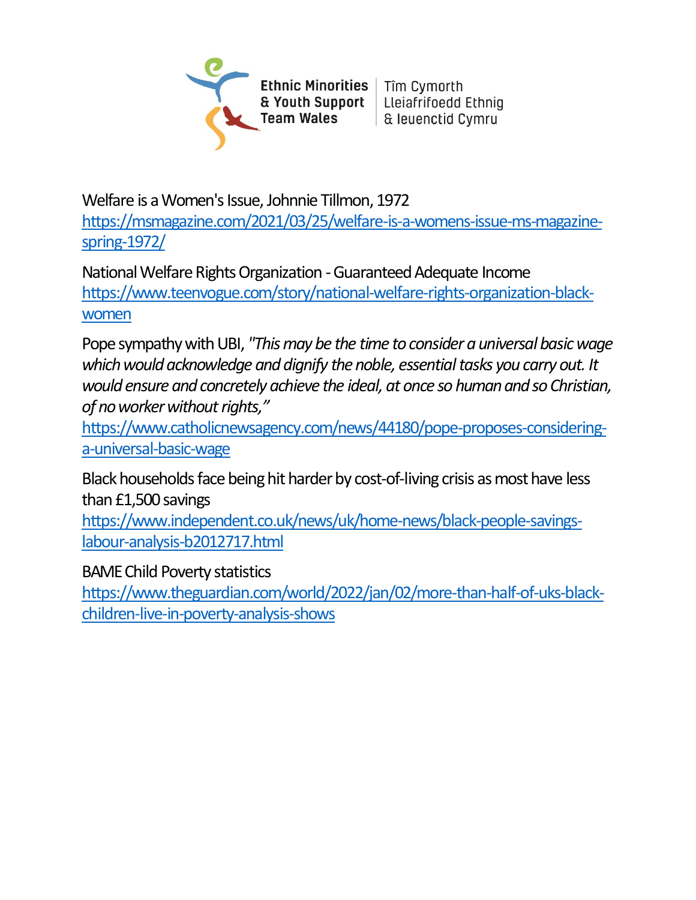Ethnic Minorities & Youth Support Team Wales | Tîm Cymorth Lleiafrifoedd Ethnig & Ieuenctid Cymru

Welfare is a Women's Issue, Johnnie Tillmon, 1972
https://msmagazine.com/2021/03/25/welfare-is-a-womens-issue-ms-magazine-spring-1972/

National Welfare Rights Organization - Guaranteed Adequate Income
https://www.teenvogue.com/story/national-welfare-rights-organization-black-women

Pope sympathy with UBI, *"This may be the time to consider a universal basic wage which would acknowledge and dignify the noble, essential tasks you carry out. It would ensure and concretely achieve the ideal, at once so human and so Christian, of no worker without rights,"*
https://www.catholicnewsagency.com/news/44180/pope-proposes-considering-a-universal-basic-wage

Black households face being hit harder by cost-of-living crisis as most have less than £1,500 savings
https://www.independent.co.uk/news/uk/home-news/black-people-savings-labour-analysis-b2012717.html

BAME Child Poverty statistics
https://www.theguardian.com/world/2022/jan/02/more-than-half-of-uks-black-children-live-in-poverty-analysis-shows